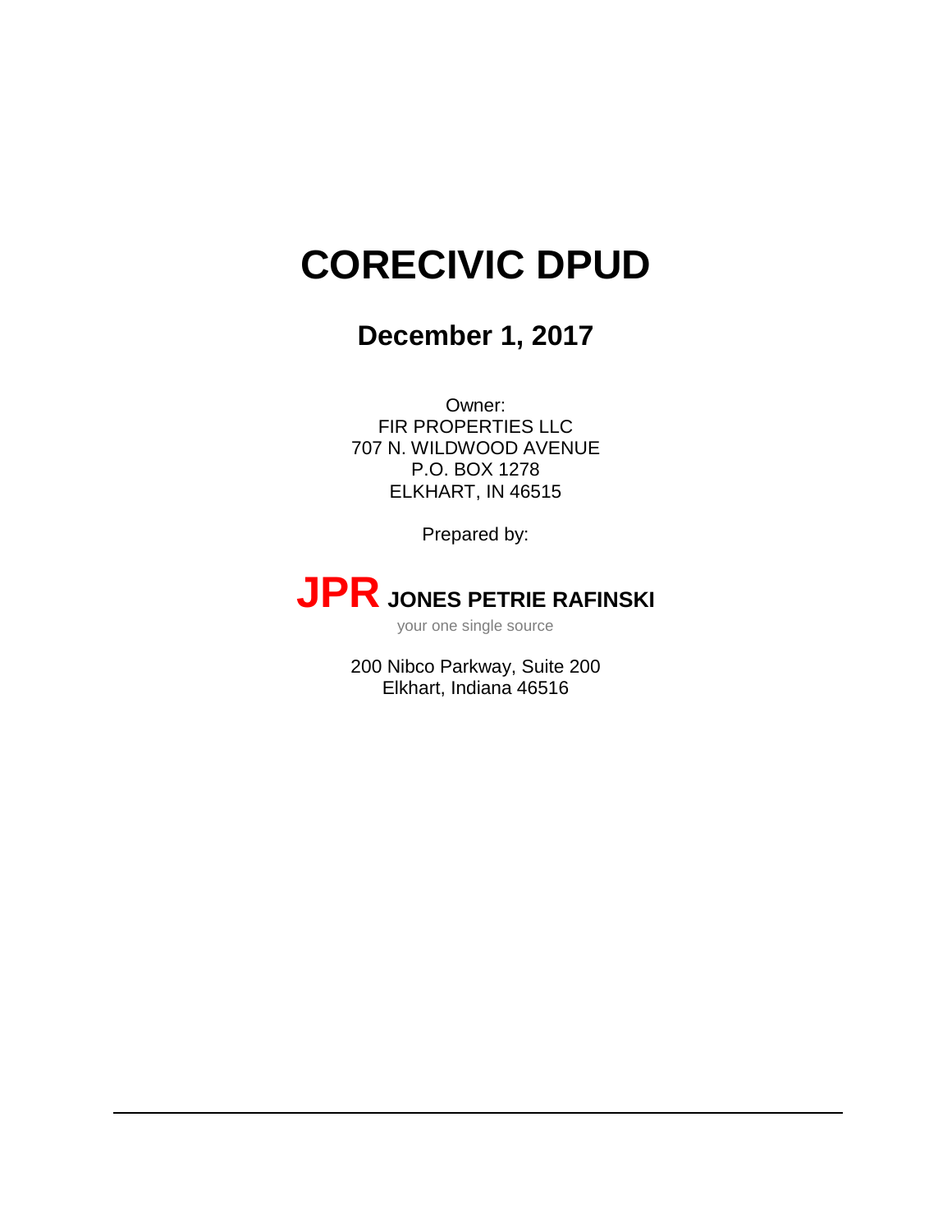# CORECIVIC DPUD

## December 1, 2017

Owner:
FIR PROPERTIES LLC
707 N. WILDWOOD AVENUE
P.O. BOX 1278
ELKHART, IN 46515

Prepared by:

**JPR JONES PETRIE RAFINSKI**

your one single source

200 Nibco Parkway, Suite 200
Elkhart, Indiana 46516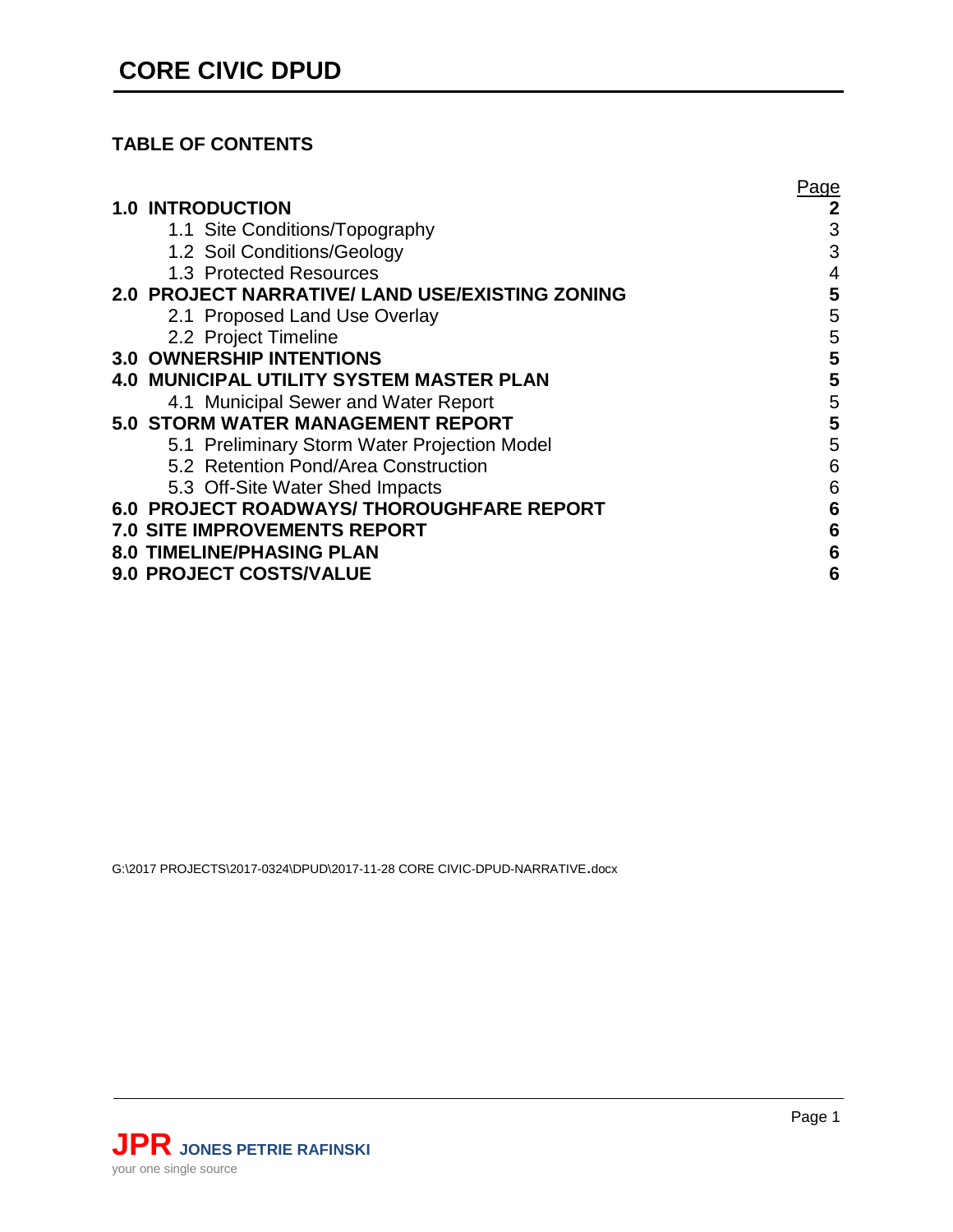# CORE CIVIC DPUD

## TABLE OF CONTENTS

| | Page |
|---|---|
| **1.0 INTRODUCTION** | **2** |
| 1.1 Site Conditions/Topography | 3 |
| 1.2 Soil Conditions/Geology | 3 |
| 1.3 Protected Resources | 4 |
| **2.0 PROJECT NARRATIVE/ LAND USE/EXISTING ZONING** | **5** |
| 2.1 Proposed Land Use Overlay | 5 |
| 2.2 Project Timeline | 5 |
| **3.0 OWNERSHIP INTENTIONS** | **5** |
| **4.0 MUNICIPAL UTILITY SYSTEM MASTER PLAN** | **5** |
| 4.1 Municipal Sewer and Water Report | 5 |
| **5.0 STORM WATER MANAGEMENT REPORT** | **5** |
| 5.1 Preliminary Storm Water Projection Model | 5 |
| 5.2 Retention Pond/Area Construction | 6 |
| 5.3 Off-Site Water Shed Impacts | 6 |
| **6.0 PROJECT ROADWAYS/ THOROUGHFARE REPORT** | **6** |
| **7.0 SITE IMPROVEMENTS REPORT** | **6** |
| **8.0 TIMELINE/PHASING PLAN** | **6** |
| **9.0 PROJECT COSTS/VALUE** | **6** |

G:\2017 PROJECTS\2017-0324\DPUD\2017-11-28 CORE CIVIC-DPUD-NARRATIVE.docx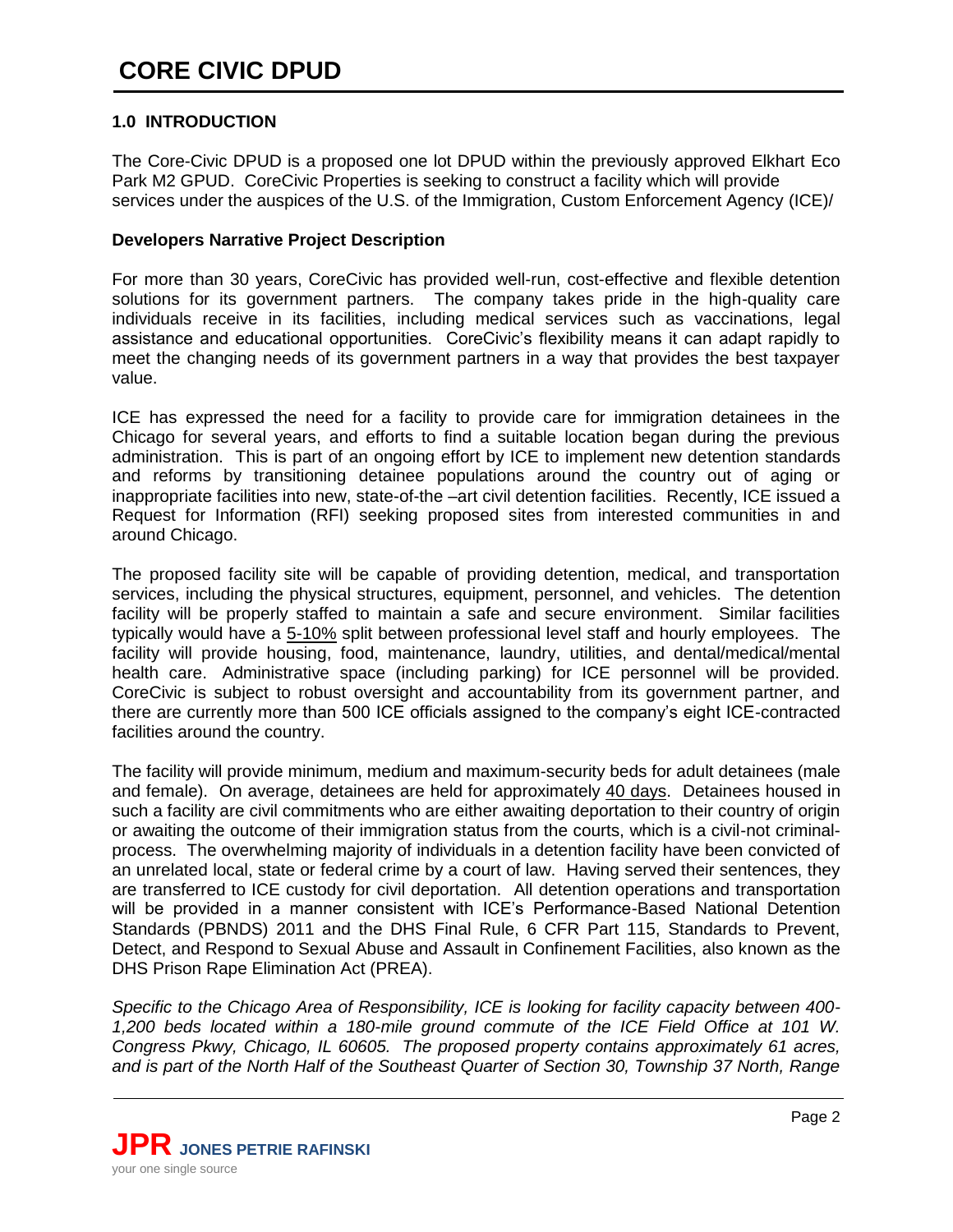# CORE CIVIC DPUD

### 1.0 INTRODUCTION

The Core-Civic DPUD is a proposed one lot DPUD within the previously approved Elkhart Eco Park M2 GPUD. CoreCivic Properties is seeking to construct a facility which will provide services under the auspices of the U.S. of the Immigration, Custom Enforcement Agency (ICE)/

**Developers Narrative Project Description**

For more than 30 years, CoreCivic has provided well-run, cost-effective and flexible detention solutions for its government partners. The company takes pride in the high-quality care individuals receive in its facilities, including medical services such as vaccinations, legal assistance and educational opportunities. CoreCivic's flexibility means it can adapt rapidly to meet the changing needs of its government partners in a way that provides the best taxpayer value.

ICE has expressed the need for a facility to provide care for immigration detainees in the Chicago for several years, and efforts to find a suitable location began during the previous administration. This is part of an ongoing effort by ICE to implement new detention standards and reforms by transitioning detainee populations around the country out of aging or inappropriate facilities into new, state-of-the –art civil detention facilities. Recently, ICE issued a Request for Information (RFI) seeking proposed sites from interested communities in and around Chicago.

The proposed facility site will be capable of providing detention, medical, and transportation services, including the physical structures, equipment, personnel, and vehicles. The detention facility will be properly staffed to maintain a safe and secure environment. Similar facilities typically would have a 5-10% split between professional level staff and hourly employees. The facility will provide housing, food, maintenance, laundry, utilities, and dental/medical/mental health care. Administrative space (including parking) for ICE personnel will be provided. CoreCivic is subject to robust oversight and accountability from its government partner, and there are currently more than 500 ICE officials assigned to the company's eight ICE-contracted facilities around the country.

The facility will provide minimum, medium and maximum-security beds for adult detainees (male and female). On average, detainees are held for approximately 40 days. Detainees housed in such a facility are civil commitments who are either awaiting deportation to their country of origin or awaiting the outcome of their immigration status from the courts, which is a civil-not criminal-process. The overwhelming majority of individuals in a detention facility have been convicted of an unrelated local, state or federal crime by a court of law. Having served their sentences, they are transferred to ICE custody for civil deportation. All detention operations and transportation will be provided in a manner consistent with ICE's Performance-Based National Detention Standards (PBNDS) 2011 and the DHS Final Rule, 6 CFR Part 115, Standards to Prevent, Detect, and Respond to Sexual Abuse and Assault in Confinement Facilities, also known as the DHS Prison Rape Elimination Act (PREA).

*Specific to the Chicago Area of Responsibility, ICE is looking for facility capacity between 400-1,200 beds located within a 180-mile ground commute of the ICE Field Office at 101 W. Congress Pkwy, Chicago, IL 60605. The proposed property contains approximately 61 acres, and is part of the North Half of the Southeast Quarter of Section 30, Township 37 North, Range*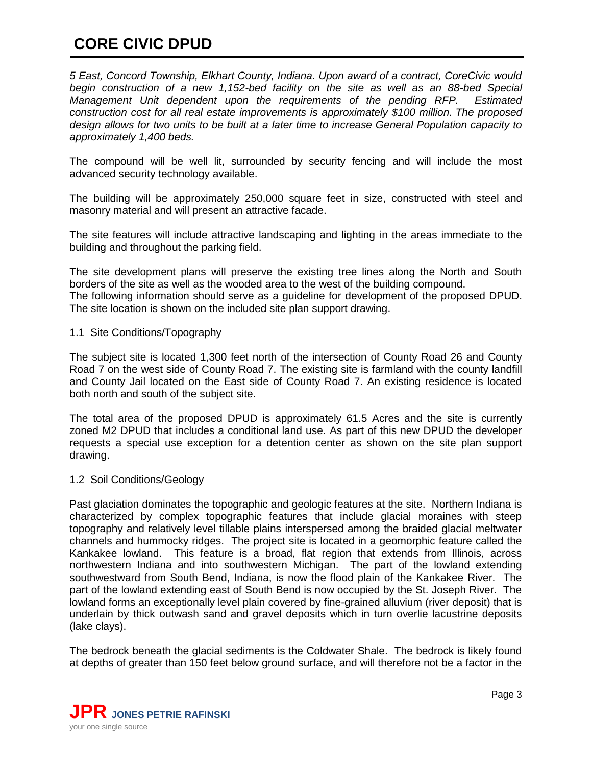*5 East, Concord Township, Elkhart County, Indiana. Upon award of a contract, CoreCivic would begin construction of a new 1,152-bed facility on the site as well as an 88-bed Special Management Unit dependent upon the requirements of the pending RFP. Estimated construction cost for all real estate improvements is approximately $100 million. The proposed design allows for two units to be built at a later time to increase General Population capacity to approximately 1,400 beds.*

The compound will be well lit, surrounded by security fencing and will include the most advanced security technology available.

The building will be approximately 250,000 square feet in size, constructed with steel and masonry material and will present an attractive facade.

The site features will include attractive landscaping and lighting in the areas immediate to the building and throughout the parking field.

The site development plans will preserve the existing tree lines along the North and South borders of the site as well as the wooded area to the west of the building compound.
The following information should serve as a guideline for development of the proposed DPUD. The site location is shown on the included site plan support drawing.

1.1 Site Conditions/Topography

The subject site is located 1,300 feet north of the intersection of County Road 26 and County Road 7 on the west side of County Road 7. The existing site is farmland with the county landfill and County Jail located on the East side of County Road 7. An existing residence is located both north and south of the subject site.

The total area of the proposed DPUD is approximately 61.5 Acres and the site is currently zoned M2 DPUD that includes a conditional land use. As part of this new DPUD the developer requests a special use exception for a detention center as shown on the site plan support drawing.

1.2 Soil Conditions/Geology

Past glaciation dominates the topographic and geologic features at the site. Northern Indiana is characterized by complex topographic features that include glacial moraines with steep topography and relatively level tillable plains interspersed among the braided glacial meltwater channels and hummocky ridges. The project site is located in a geomorphic feature called the Kankakee lowland. This feature is a broad, flat region that extends from Illinois, across northwestern Indiana and into southwestern Michigan. The part of the lowland extending southwestward from South Bend, Indiana, is now the flood plain of the Kankakee River. The part of the lowland extending east of South Bend is now occupied by the St. Joseph River. The lowland forms an exceptionally level plain covered by fine-grained alluvium (river deposit) that is underlain by thick outwash sand and gravel deposits which in turn overlie lacustrine deposits (lake clays).

The bedrock beneath the glacial sediments is the Coldwater Shale. The bedrock is likely found at depths of greater than 150 feet below ground surface, and will therefore not be a factor in the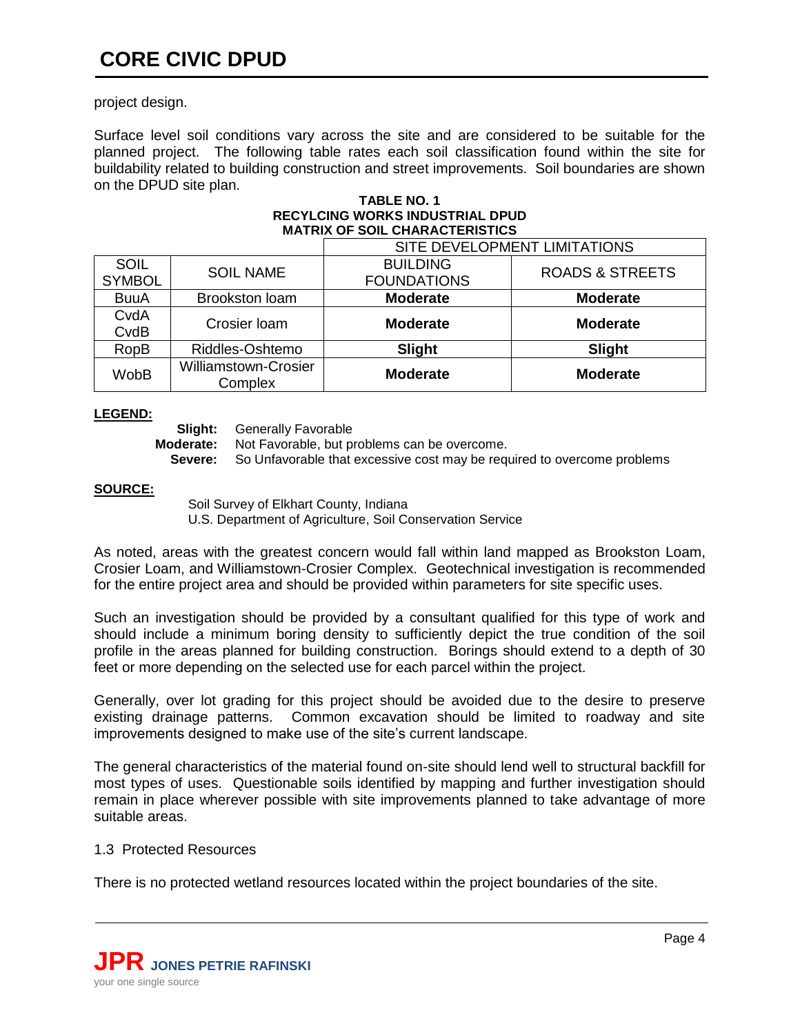project design.

Surface level soil conditions vary across the site and are considered to be suitable for the planned project. The following table rates each soil classification found within the site for buildability related to building construction and street improvements. Soil boundaries are shown on the DPUD site plan.

**TABLE NO. 1**
**RECYLCING WORKS INDUSTRIAL DPUD**
**MATRIX OF SOIL CHARACTERISTICS**

| | | SITE DEVELOPMENT LIMITATIONS | |
|---|---|---|---|
| SOIL SYMBOL | SOIL NAME | BUILDING FOUNDATIONS | ROADS & STREETS |
| BuuA | Brookston loam | **Moderate** | **Moderate** |
| CvdA CvdB | Crosier loam | **Moderate** | **Moderate** |
| RopB | Riddles-Oshtemo | **Slight** | **Slight** |
| WobB | Williamstown-Crosier Complex | **Moderate** | **Moderate** |

**LEGEND:**

**Slight:** Generally Favorable
**Moderate:** Not Favorable, but problems can be overcome.
**Severe:** So Unfavorable that excessive cost may be required to overcome problems

**SOURCE:**

Soil Survey of Elkhart County, Indiana
U.S. Department of Agriculture, Soil Conservation Service

As noted, areas with the greatest concern would fall within land mapped as Brookston Loam, Crosier Loam, and Williamstown-Crosier Complex. Geotechnical investigation is recommended for the entire project area and should be provided within parameters for site specific uses.

Such an investigation should be provided by a consultant qualified for this type of work and should include a minimum boring density to sufficiently depict the true condition of the soil profile in the areas planned for building construction. Borings should extend to a depth of 30 feet or more depending on the selected use for each parcel within the project.

Generally, over lot grading for this project should be avoided due to the desire to preserve existing drainage patterns. Common excavation should be limited to roadway and site improvements designed to make use of the site's current landscape.

The general characteristics of the material found on-site should lend well to structural backfill for most types of uses. Questionable soils identified by mapping and further investigation should remain in place wherever possible with site improvements planned to take advantage of more suitable areas.

1.3 Protected Resources

There is no protected wetland resources located within the project boundaries of the site.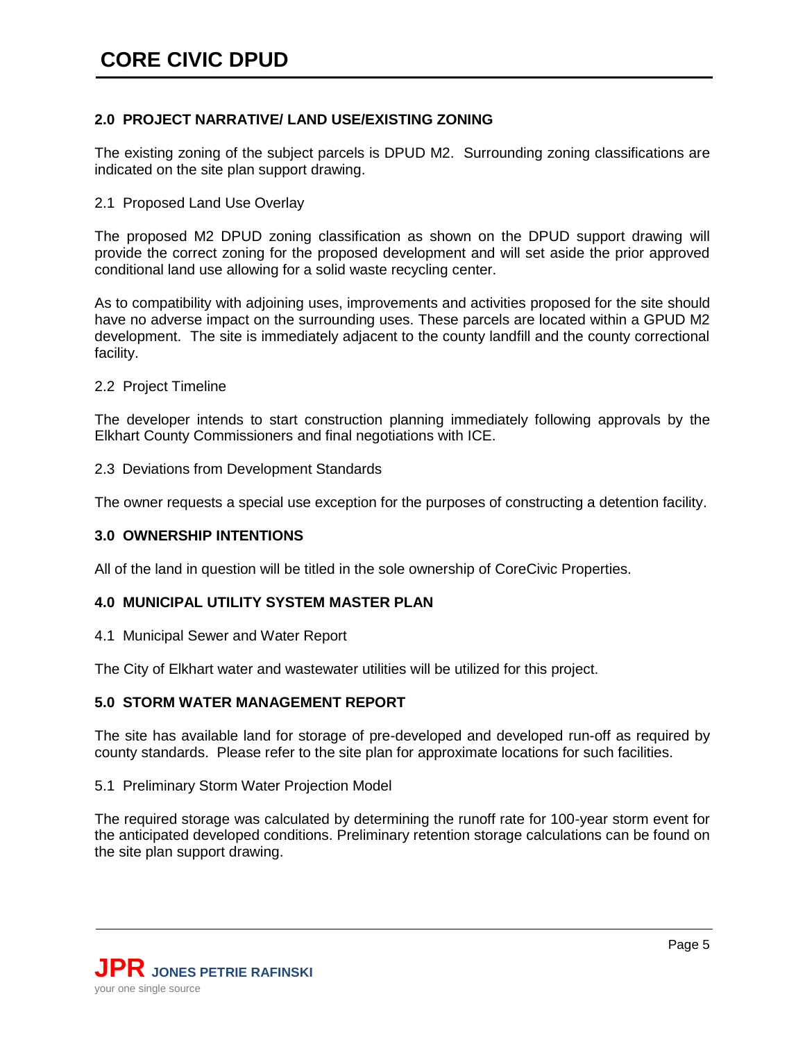## 2.0 PROJECT NARRATIVE/ LAND USE/EXISTING ZONING

The existing zoning of the subject parcels is DPUD M2. Surrounding zoning classifications are indicated on the site plan support drawing.

### 2.1 Proposed Land Use Overlay

The proposed M2 DPUD zoning classification as shown on the DPUD support drawing will provide the correct zoning for the proposed development and will set aside the prior approved conditional land use allowing for a solid waste recycling center.

As to compatibility with adjoining uses, improvements and activities proposed for the site should have no adverse impact on the surrounding uses. These parcels are located within a GPUD M2 development. The site is immediately adjacent to the county landfill and the county correctional facility.

### 2.2 Project Timeline

The developer intends to start construction planning immediately following approvals by the Elkhart County Commissioners and final negotiations with ICE.

### 2.3 Deviations from Development Standards

The owner requests a special use exception for the purposes of constructing a detention facility.

## 3.0 OWNERSHIP INTENTIONS

All of the land in question will be titled in the sole ownership of CoreCivic Properties.

## 4.0 MUNICIPAL UTILITY SYSTEM MASTER PLAN

### 4.1 Municipal Sewer and Water Report

The City of Elkhart water and wastewater utilities will be utilized for this project.

## 5.0 STORM WATER MANAGEMENT REPORT

The site has available land for storage of pre-developed and developed run-off as required by county standards. Please refer to the site plan for approximate locations for such facilities.

### 5.1 Preliminary Storm Water Projection Model

The required storage was calculated by determining the runoff rate for 100-year storm event for the anticipated developed conditions. Preliminary retention storage calculations can be found on the site plan support drawing.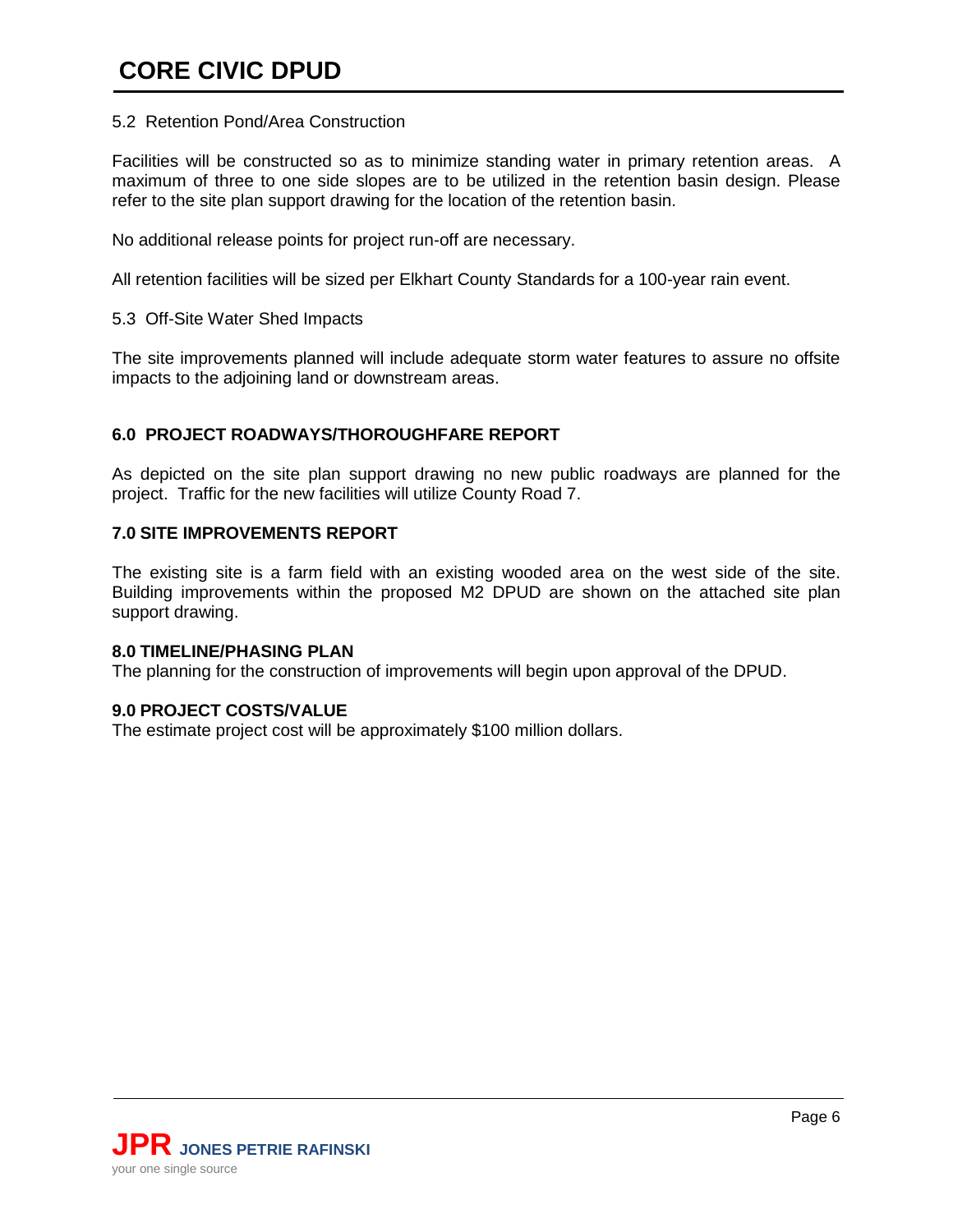5.2 Retention Pond/Area Construction

Facilities will be constructed so as to minimize standing water in primary retention areas. A maximum of three to one side slopes are to be utilized in the retention basin design. Please refer to the site plan support drawing for the location of the retention basin.

No additional release points for project run-off are necessary.

All retention facilities will be sized per Elkhart County Standards for a 100-year rain event.

5.3 Off-Site Water Shed Impacts

The site improvements planned will include adequate storm water features to assure no offsite impacts to the adjoining land or downstream areas.

## 6.0 PROJECT ROADWAYS/THOROUGHFARE REPORT

As depicted on the site plan support drawing no new public roadways are planned for the project. Traffic for the new facilities will utilize County Road 7.

## 7.0 SITE IMPROVEMENTS REPORT

The existing site is a farm field with an existing wooded area on the west side of the site. Building improvements within the proposed M2 DPUD are shown on the attached site plan support drawing.

## 8.0 TIMELINE/PHASING PLAN

The planning for the construction of improvements will begin upon approval of the DPUD.

## 9.0 PROJECT COSTS/VALUE

The estimate project cost will be approximately $100 million dollars.